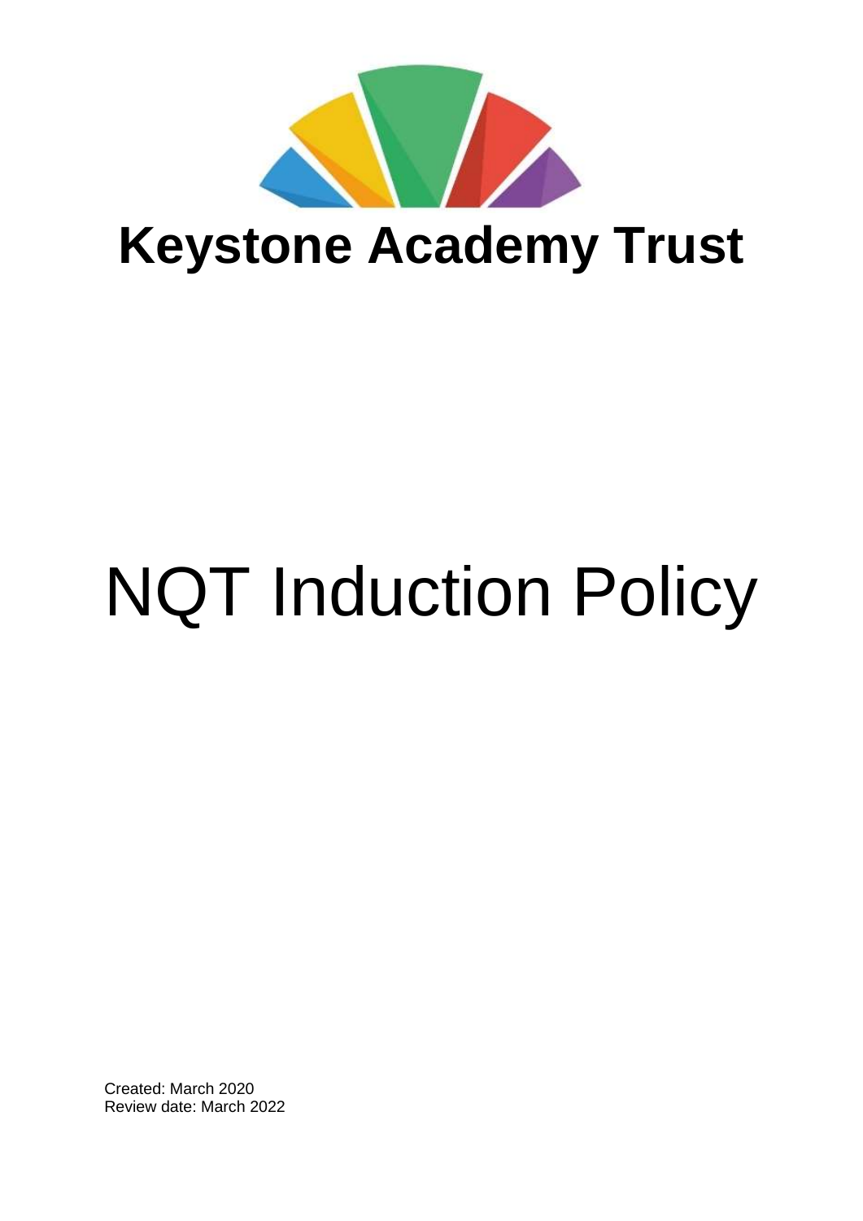# Keystone Academy Trust

# NQT Induction Policy

Created: March 2020
Review date: March 2022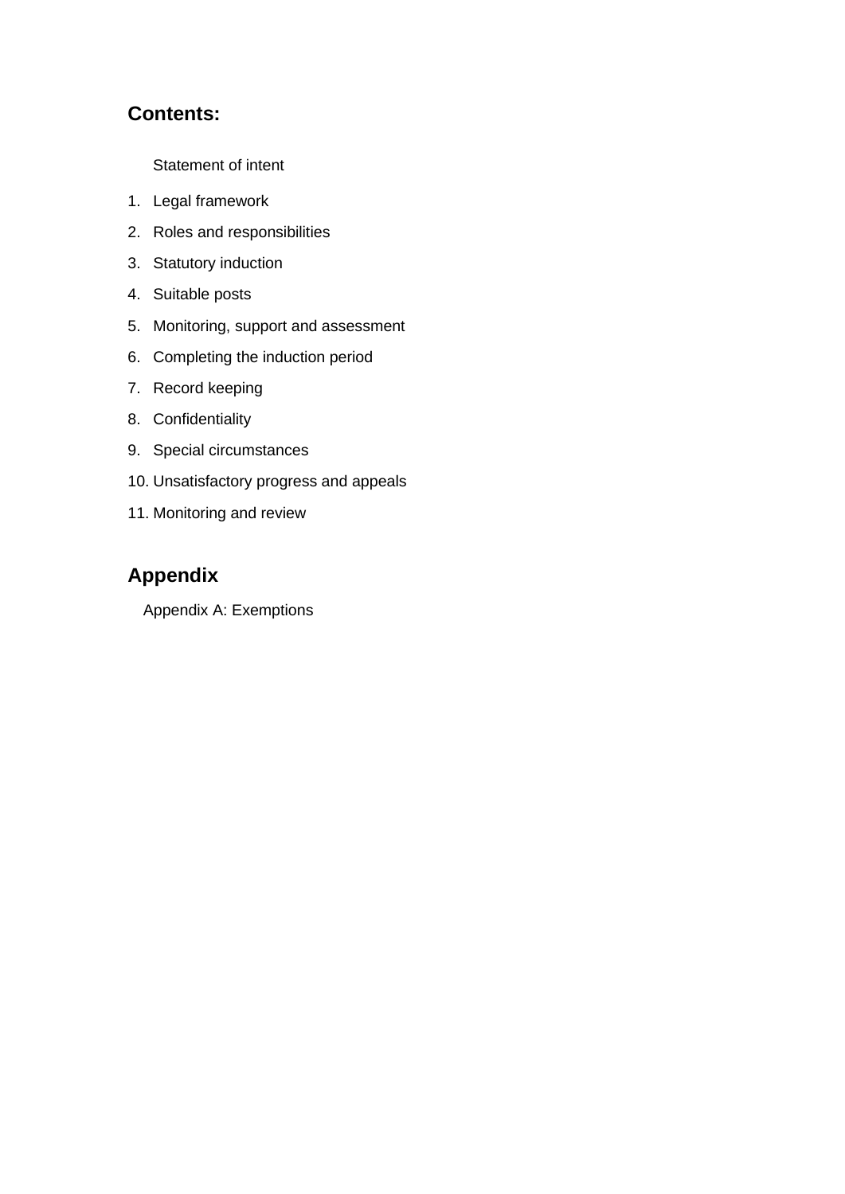## Contents:

Statement of intent

1. Legal framework
2. Roles and responsibilities
3. Statutory induction
4. Suitable posts
5. Monitoring, support and assessment
6. Completing the induction period
7. Record keeping
8. Confidentiality
9. Special circumstances
10. Unsatisfactory progress and appeals
11. Monitoring and review

## Appendix

Appendix A: Exemptions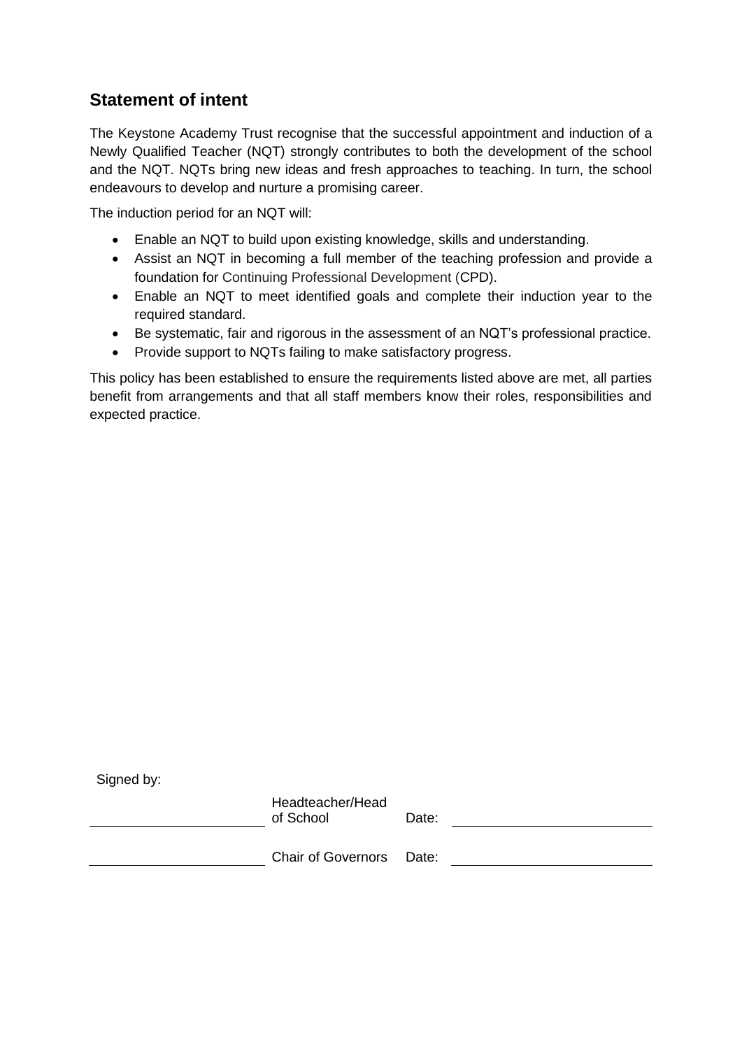## Statement of intent

The Keystone Academy Trust recognise that the successful appointment and induction of a Newly Qualified Teacher (NQT) strongly contributes to both the development of the school and the NQT. NQTs bring new ideas and fresh approaches to teaching. In turn, the school endeavours to develop and nurture a promising career.

The induction period for an NQT will:

- Enable an NQT to build upon existing knowledge, skills and understanding.
- Assist an NQT in becoming a full member of the teaching profession and provide a foundation for Continuing Professional Development (CPD).
- Enable an NQT to meet identified goals and complete their induction year to the required standard.
- Be systematic, fair and rigorous in the assessment of an NQT's professional practice.
- Provide support to NQTs failing to make satisfactory progress.

This policy has been established to ensure the requirements listed above are met, all parties benefit from arrangements and that all staff members know their roles, responsibilities and expected practice.

Signed by:

| | | | |
|---|---|---|---|
| ______________________ | Headteacher/Head of School | Date: | ______________________ |
| ______________________ | Chair of Governors | Date: | ______________________ |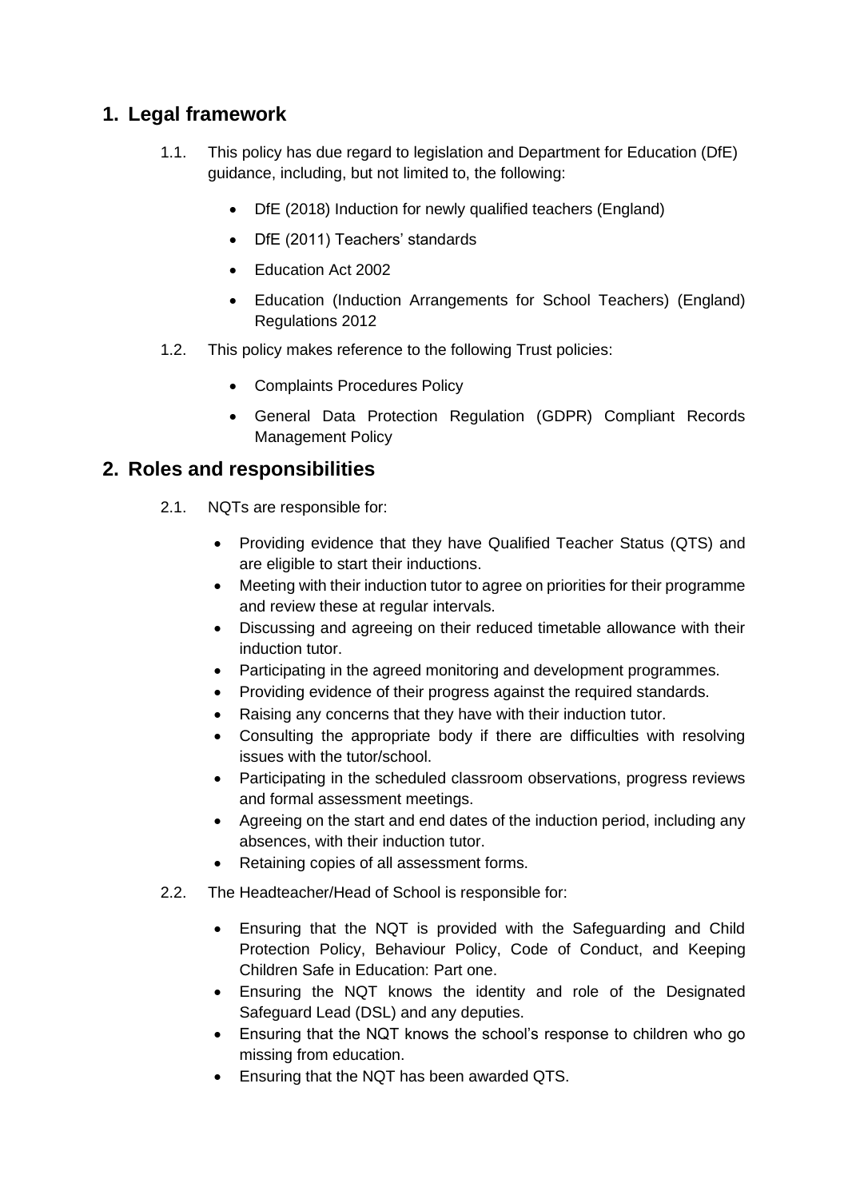## 1. Legal framework

1.1. This policy has due regard to legislation and Department for Education (DfE) guidance, including, but not limited to, the following:

- DfE (2018) Induction for newly qualified teachers (England)
- DfE (2011) Teachers' standards
- Education Act 2002
- Education (Induction Arrangements for School Teachers) (England) Regulations 2012

1.2. This policy makes reference to the following Trust policies:

- Complaints Procedures Policy
- General Data Protection Regulation (GDPR) Compliant Records Management Policy

## 2. Roles and responsibilities

2.1. NQTs are responsible for:

- Providing evidence that they have Qualified Teacher Status (QTS) and are eligible to start their inductions.
- Meeting with their induction tutor to agree on priorities for their programme and review these at regular intervals.
- Discussing and agreeing on their reduced timetable allowance with their induction tutor.
- Participating in the agreed monitoring and development programmes.
- Providing evidence of their progress against the required standards.
- Raising any concerns that they have with their induction tutor.
- Consulting the appropriate body if there are difficulties with resolving issues with the tutor/school.
- Participating in the scheduled classroom observations, progress reviews and formal assessment meetings.
- Agreeing on the start and end dates of the induction period, including any absences, with their induction tutor.
- Retaining copies of all assessment forms.

2.2. The Headteacher/Head of School is responsible for:

- Ensuring that the NQT is provided with the Safeguarding and Child Protection Policy, Behaviour Policy, Code of Conduct, and Keeping Children Safe in Education: Part one.
- Ensuring the NQT knows the identity and role of the Designated Safeguard Lead (DSL) and any deputies.
- Ensuring that the NQT knows the school's response to children who go missing from education.
- Ensuring that the NQT has been awarded QTS.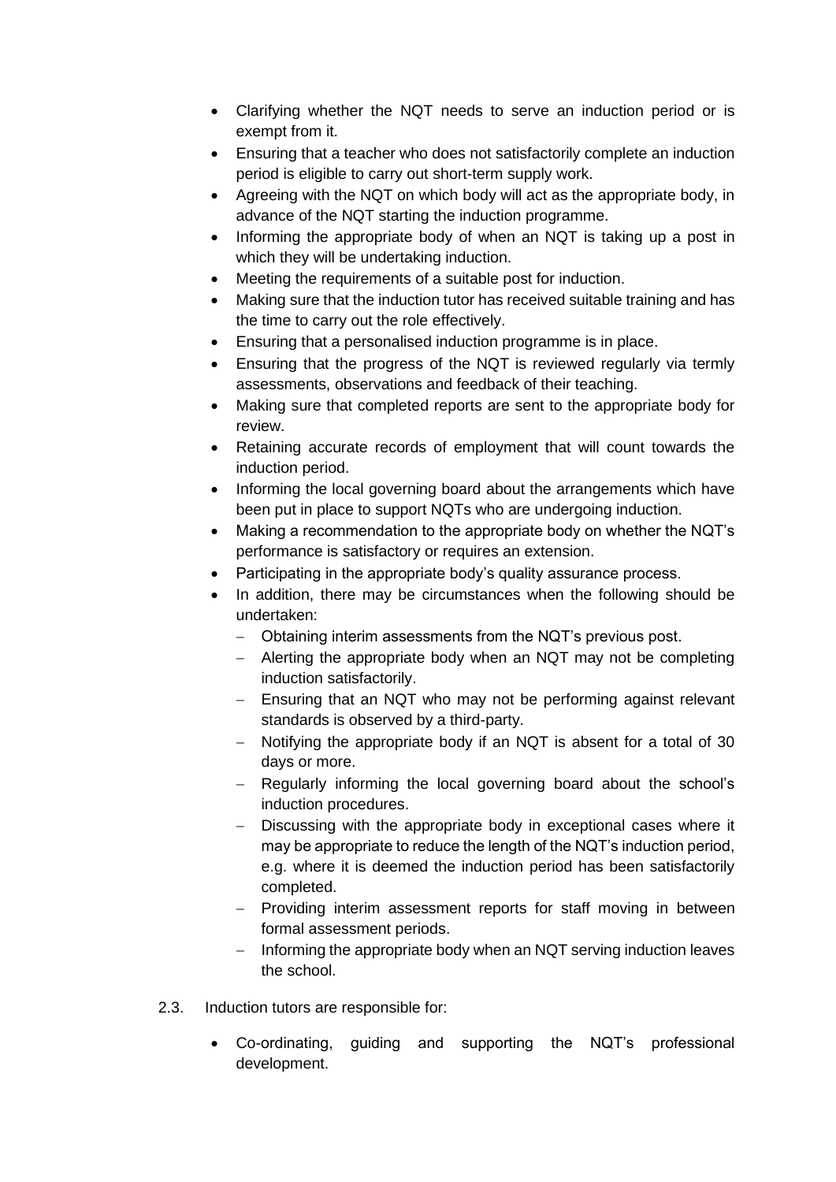- Clarifying whether the NQT needs to serve an induction period or is exempt from it.
- Ensuring that a teacher who does not satisfactorily complete an induction period is eligible to carry out short-term supply work.
- Agreeing with the NQT on which body will act as the appropriate body, in advance of the NQT starting the induction programme.
- Informing the appropriate body of when an NQT is taking up a post in which they will be undertaking induction.
- Meeting the requirements of a suitable post for induction.
- Making sure that the induction tutor has received suitable training and has the time to carry out the role effectively.
- Ensuring that a personalised induction programme is in place.
- Ensuring that the progress of the NQT is reviewed regularly via termly assessments, observations and feedback of their teaching.
- Making sure that completed reports are sent to the appropriate body for review.
- Retaining accurate records of employment that will count towards the induction period.
- Informing the local governing board about the arrangements which have been put in place to support NQTs who are undergoing induction.
- Making a recommendation to the appropriate body on whether the NQT's performance is satisfactory or requires an extension.
- Participating in the appropriate body's quality assurance process.
- In addition, there may be circumstances when the following should be undertaken:
  - Obtaining interim assessments from the NQT's previous post.
  - Alerting the appropriate body when an NQT may not be completing induction satisfactorily.
  - Ensuring that an NQT who may not be performing against relevant standards is observed by a third-party.
  - Notifying the appropriate body if an NQT is absent for a total of 30 days or more.
  - Regularly informing the local governing board about the school's induction procedures.
  - Discussing with the appropriate body in exceptional cases where it may be appropriate to reduce the length of the NQT's induction period, e.g. where it is deemed the induction period has been satisfactorily completed.
  - Providing interim assessment reports for staff moving in between formal assessment periods.
  - Informing the appropriate body when an NQT serving induction leaves the school.

2.3. Induction tutors are responsible for:

- Co-ordinating, guiding and supporting the NQT's professional development.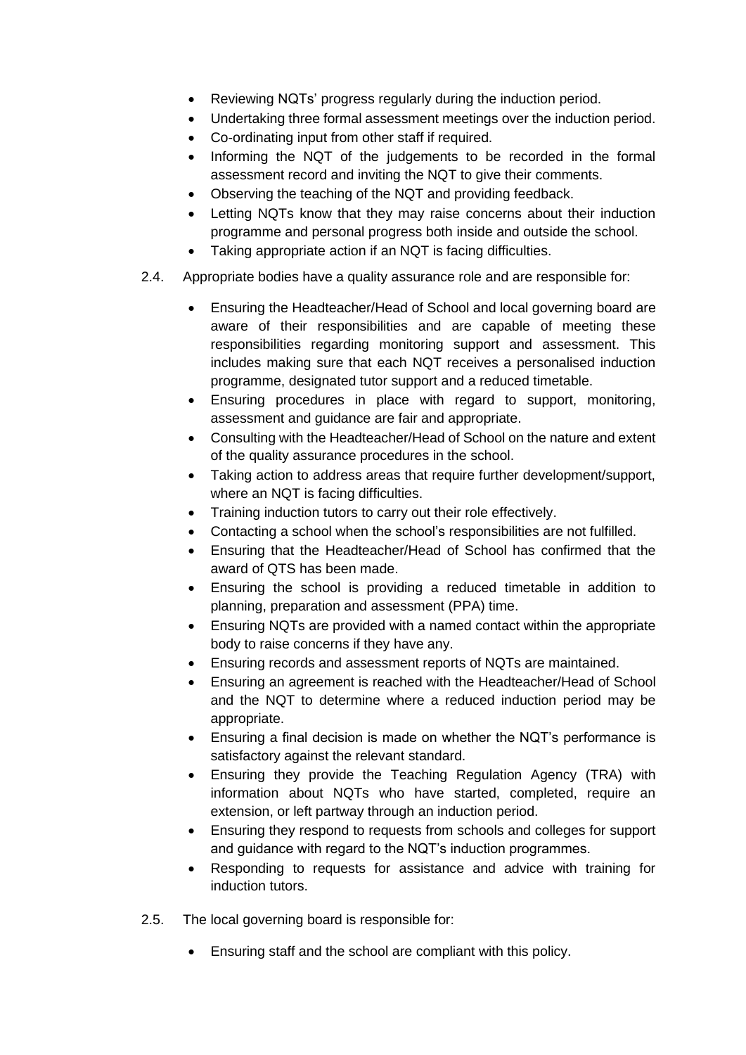- Reviewing NQTs' progress regularly during the induction period.
- Undertaking three formal assessment meetings over the induction period.
- Co-ordinating input from other staff if required.
- Informing the NQT of the judgements to be recorded in the formal assessment record and inviting the NQT to give their comments.
- Observing the teaching of the NQT and providing feedback.
- Letting NQTs know that they may raise concerns about their induction programme and personal progress both inside and outside the school.
- Taking appropriate action if an NQT is facing difficulties.

2.4. Appropriate bodies have a quality assurance role and are responsible for:

- Ensuring the Headteacher/Head of School and local governing board are aware of their responsibilities and are capable of meeting these responsibilities regarding monitoring support and assessment. This includes making sure that each NQT receives a personalised induction programme, designated tutor support and a reduced timetable.
- Ensuring procedures in place with regard to support, monitoring, assessment and guidance are fair and appropriate.
- Consulting with the Headteacher/Head of School on the nature and extent of the quality assurance procedures in the school.
- Taking action to address areas that require further development/support, where an NQT is facing difficulties.
- Training induction tutors to carry out their role effectively.
- Contacting a school when the school's responsibilities are not fulfilled.
- Ensuring that the Headteacher/Head of School has confirmed that the award of QTS has been made.
- Ensuring the school is providing a reduced timetable in addition to planning, preparation and assessment (PPA) time.
- Ensuring NQTs are provided with a named contact within the appropriate body to raise concerns if they have any.
- Ensuring records and assessment reports of NQTs are maintained.
- Ensuring an agreement is reached with the Headteacher/Head of School and the NQT to determine where a reduced induction period may be appropriate.
- Ensuring a final decision is made on whether the NQT's performance is satisfactory against the relevant standard.
- Ensuring they provide the Teaching Regulation Agency (TRA) with information about NQTs who have started, completed, require an extension, or left partway through an induction period.
- Ensuring they respond to requests from schools and colleges for support and guidance with regard to the NQT's induction programmes.
- Responding to requests for assistance and advice with training for induction tutors.

2.5. The local governing board is responsible for:

- Ensuring staff and the school are compliant with this policy.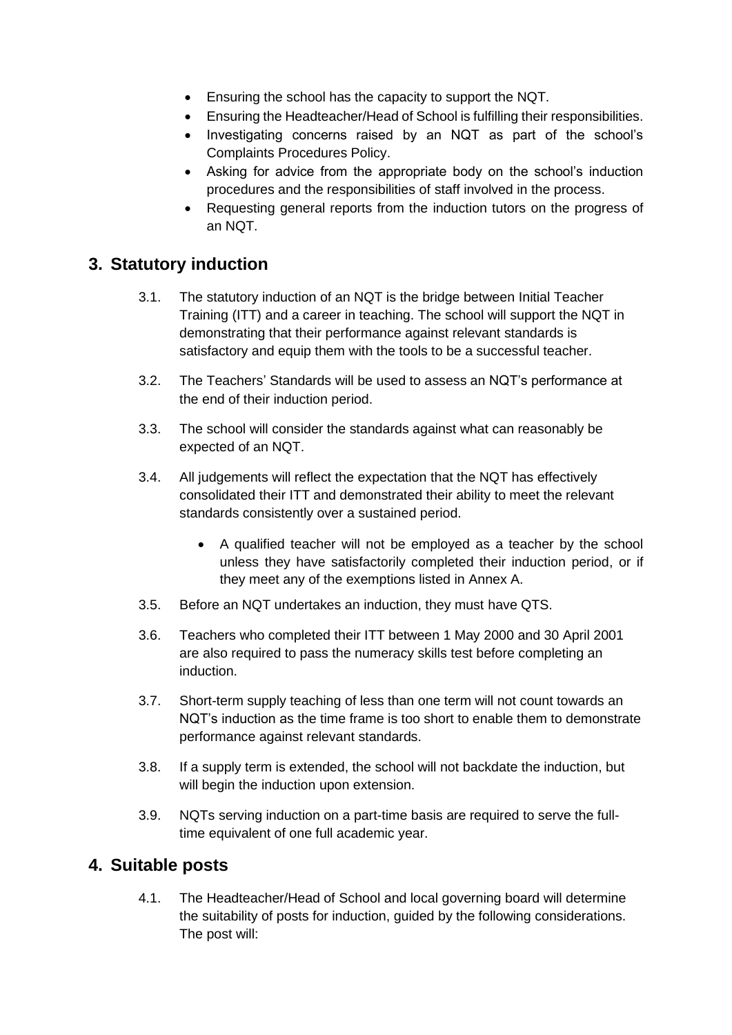- Ensuring the school has the capacity to support the NQT.
- Ensuring the Headteacher/Head of School is fulfilling their responsibilities.
- Investigating concerns raised by an NQT as part of the school's Complaints Procedures Policy.
- Asking for advice from the appropriate body on the school's induction procedures and the responsibilities of staff involved in the process.
- Requesting general reports from the induction tutors on the progress of an NQT.

## 3. Statutory induction

3.1. The statutory induction of an NQT is the bridge between Initial Teacher Training (ITT) and a career in teaching. The school will support the NQT in demonstrating that their performance against relevant standards is satisfactory and equip them with the tools to be a successful teacher.

3.2. The Teachers' Standards will be used to assess an NQT's performance at the end of their induction period.

3.3. The school will consider the standards against what can reasonably be expected of an NQT.

3.4. All judgements will reflect the expectation that the NQT has effectively consolidated their ITT and demonstrated their ability to meet the relevant standards consistently over a sustained period.

- A qualified teacher will not be employed as a teacher by the school unless they have satisfactorily completed their induction period, or if they meet any of the exemptions listed in Annex A.

3.5. Before an NQT undertakes an induction, they must have QTS.

3.6. Teachers who completed their ITT between 1 May 2000 and 30 April 2001 are also required to pass the numeracy skills test before completing an induction.

3.7. Short-term supply teaching of less than one term will not count towards an NQT's induction as the time frame is too short to enable them to demonstrate performance against relevant standards.

3.8. If a supply term is extended, the school will not backdate the induction, but will begin the induction upon extension.

3.9. NQTs serving induction on a part-time basis are required to serve the full-time equivalent of one full academic year.

## 4. Suitable posts

4.1. The Headteacher/Head of School and local governing board will determine the suitability of posts for induction, guided by the following considerations. The post will: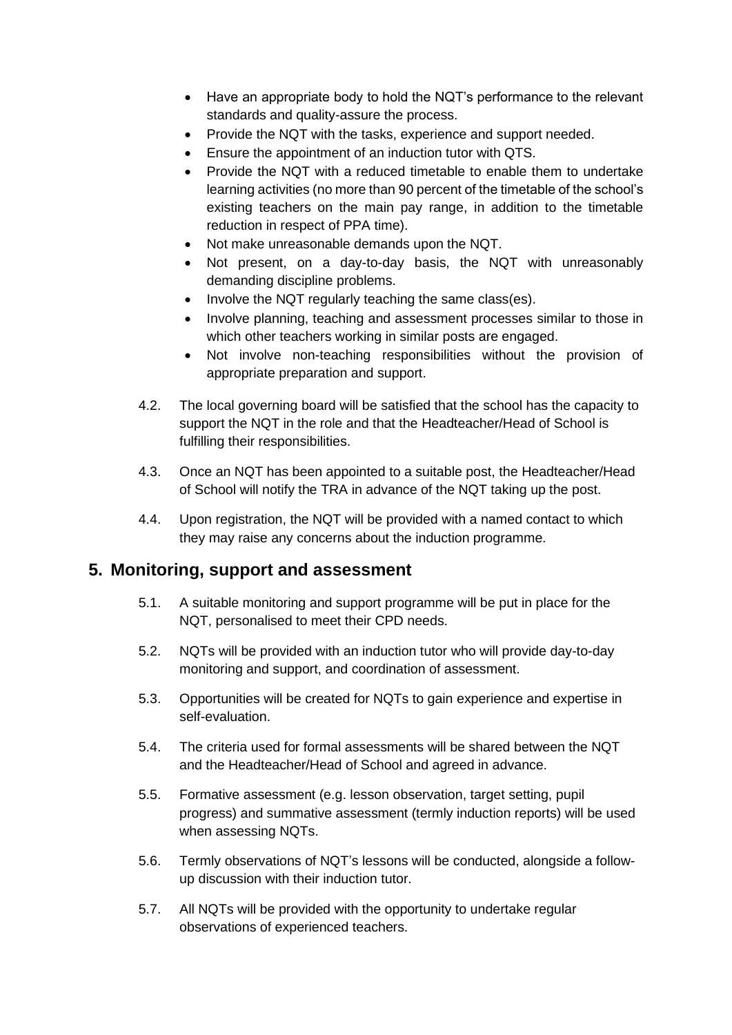- Have an appropriate body to hold the NQT's performance to the relevant standards and quality-assure the process.
- Provide the NQT with the tasks, experience and support needed.
- Ensure the appointment of an induction tutor with QTS.
- Provide the NQT with a reduced timetable to enable them to undertake learning activities (no more than 90 percent of the timetable of the school's existing teachers on the main pay range, in addition to the timetable reduction in respect of PPA time).
- Not make unreasonable demands upon the NQT.
- Not present, on a day-to-day basis, the NQT with unreasonably demanding discipline problems.
- Involve the NQT regularly teaching the same class(es).
- Involve planning, teaching and assessment processes similar to those in which other teachers working in similar posts are engaged.
- Not involve non-teaching responsibilities without the provision of appropriate preparation and support.

4.2. The local governing board will be satisfied that the school has the capacity to support the NQT in the role and that the Headteacher/Head of School is fulfilling their responsibilities.

4.3. Once an NQT has been appointed to a suitable post, the Headteacher/Head of School will notify the TRA in advance of the NQT taking up the post.

4.4. Upon registration, the NQT will be provided with a named contact to which they may raise any concerns about the induction programme.

## 5. Monitoring, support and assessment

5.1. A suitable monitoring and support programme will be put in place for the NQT, personalised to meet their CPD needs.

5.2. NQTs will be provided with an induction tutor who will provide day-to-day monitoring and support, and coordination of assessment.

5.3. Opportunities will be created for NQTs to gain experience and expertise in self-evaluation.

5.4. The criteria used for formal assessments will be shared between the NQT and the Headteacher/Head of School and agreed in advance.

5.5. Formative assessment (e.g. lesson observation, target setting, pupil progress) and summative assessment (termly induction reports) will be used when assessing NQTs.

5.6. Termly observations of NQT's lessons will be conducted, alongside a follow-up discussion with their induction tutor.

5.7. All NQTs will be provided with the opportunity to undertake regular observations of experienced teachers.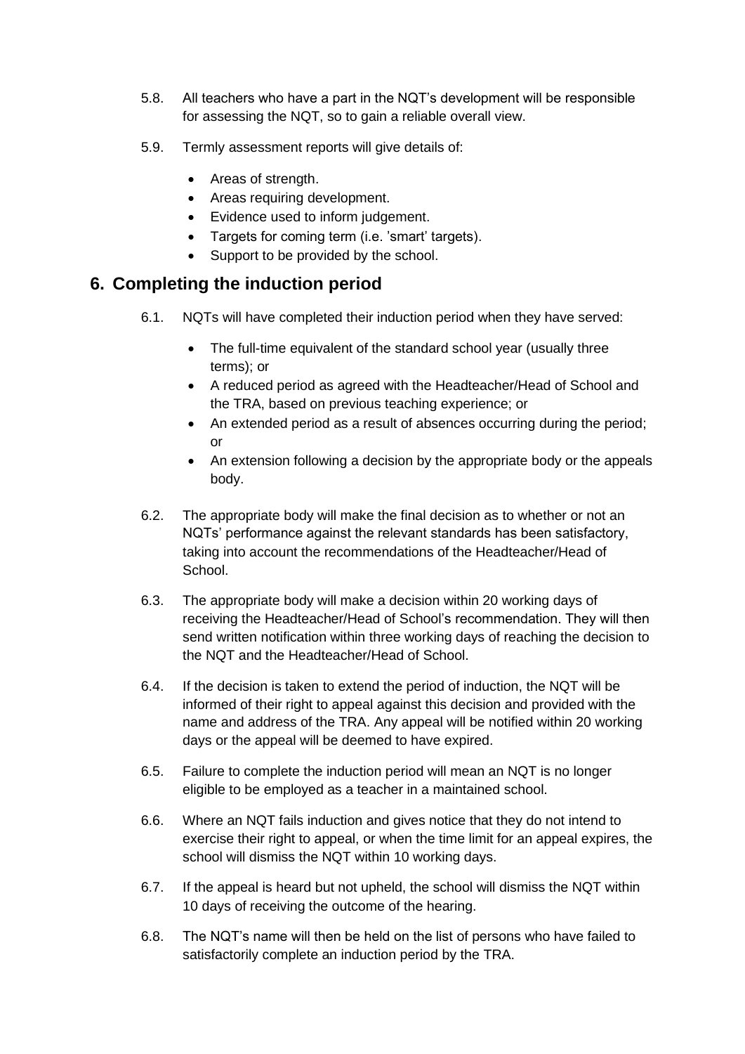5.8. All teachers who have a part in the NQT's development will be responsible for assessing the NQT, so to gain a reliable overall view.

5.9. Termly assessment reports will give details of:

- Areas of strength.
- Areas requiring development.
- Evidence used to inform judgement.
- Targets for coming term (i.e. 'smart' targets).
- Support to be provided by the school.

## 6. Completing the induction period

6.1. NQTs will have completed their induction period when they have served:

- The full-time equivalent of the standard school year (usually three terms); or
- A reduced period as agreed with the Headteacher/Head of School and the TRA, based on previous teaching experience; or
- An extended period as a result of absences occurring during the period; or
- An extension following a decision by the appropriate body or the appeals body.

6.2. The appropriate body will make the final decision as to whether or not an NQTs' performance against the relevant standards has been satisfactory, taking into account the recommendations of the Headteacher/Head of School.

6.3. The appropriate body will make a decision within 20 working days of receiving the Headteacher/Head of School's recommendation. They will then send written notification within three working days of reaching the decision to the NQT and the Headteacher/Head of School.

6.4. If the decision is taken to extend the period of induction, the NQT will be informed of their right to appeal against this decision and provided with the name and address of the TRA. Any appeal will be notified within 20 working days or the appeal will be deemed to have expired.

6.5. Failure to complete the induction period will mean an NQT is no longer eligible to be employed as a teacher in a maintained school.

6.6. Where an NQT fails induction and gives notice that they do not intend to exercise their right to appeal, or when the time limit for an appeal expires, the school will dismiss the NQT within 10 working days.

6.7. If the appeal is heard but not upheld, the school will dismiss the NQT within 10 days of receiving the outcome of the hearing.

6.8. The NQT's name will then be held on the list of persons who have failed to satisfactorily complete an induction period by the TRA.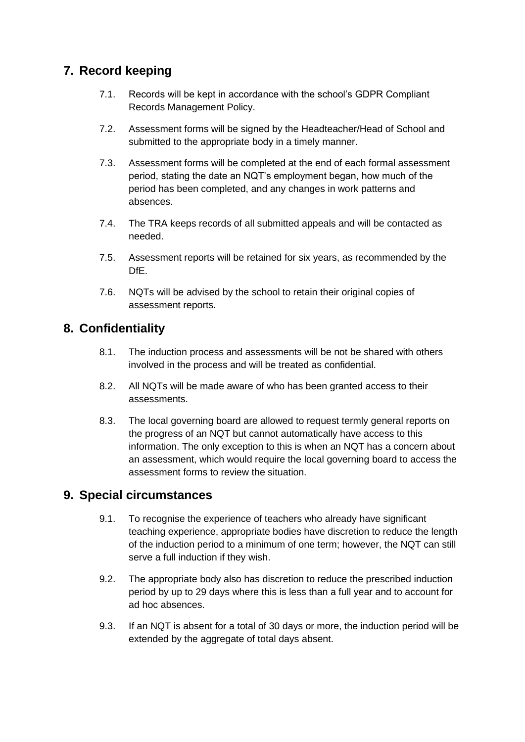## 7. Record keeping

7.1. Records will be kept in accordance with the school's GDPR Compliant Records Management Policy.

7.2. Assessment forms will be signed by the Headteacher/Head of School and submitted to the appropriate body in a timely manner.

7.3. Assessment forms will be completed at the end of each formal assessment period, stating the date an NQT's employment began, how much of the period has been completed, and any changes in work patterns and absences.

7.4. The TRA keeps records of all submitted appeals and will be contacted as needed.

7.5. Assessment reports will be retained for six years, as recommended by the DfE.

7.6. NQTs will be advised by the school to retain their original copies of assessment reports.

## 8. Confidentiality

8.1. The induction process and assessments will be not be shared with others involved in the process and will be treated as confidential.

8.2. All NQTs will be made aware of who has been granted access to their assessments.

8.3. The local governing board are allowed to request termly general reports on the progress of an NQT but cannot automatically have access to this information. The only exception to this is when an NQT has a concern about an assessment, which would require the local governing board to access the assessment forms to review the situation.

## 9. Special circumstances

9.1. To recognise the experience of teachers who already have significant teaching experience, appropriate bodies have discretion to reduce the length of the induction period to a minimum of one term; however, the NQT can still serve a full induction if they wish.

9.2. The appropriate body also has discretion to reduce the prescribed induction period by up to 29 days where this is less than a full year and to account for ad hoc absences.

9.3. If an NQT is absent for a total of 30 days or more, the induction period will be extended by the aggregate of total days absent.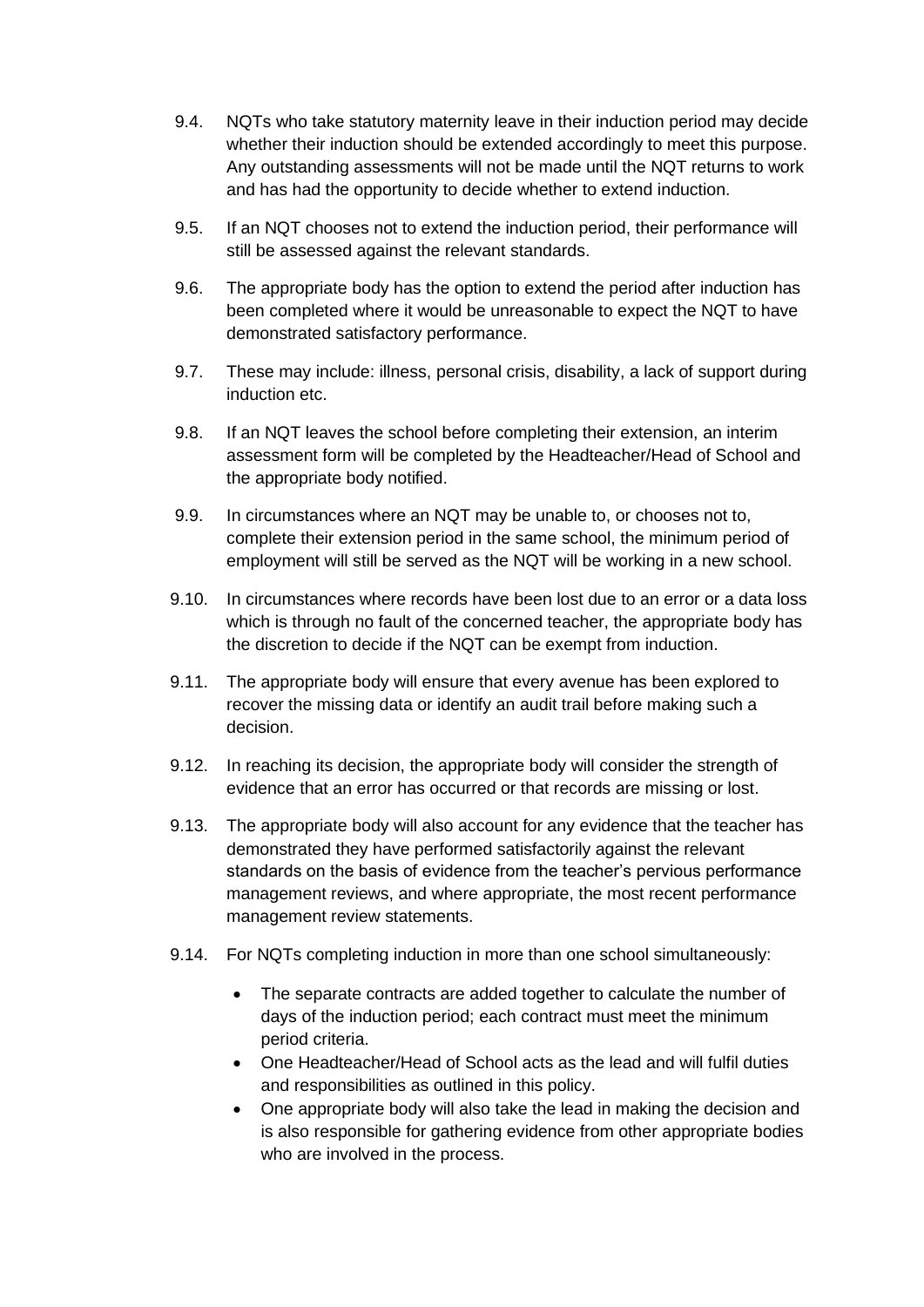9.4. NQTs who take statutory maternity leave in their induction period may decide whether their induction should be extended accordingly to meet this purpose. Any outstanding assessments will not be made until the NQT returns to work and has had the opportunity to decide whether to extend induction.

9.5. If an NQT chooses not to extend the induction period, their performance will still be assessed against the relevant standards.

9.6. The appropriate body has the option to extend the period after induction has been completed where it would be unreasonable to expect the NQT to have demonstrated satisfactory performance.

9.7. These may include: illness, personal crisis, disability, a lack of support during induction etc.

9.8. If an NQT leaves the school before completing their extension, an interim assessment form will be completed by the Headteacher/Head of School and the appropriate body notified.

9.9. In circumstances where an NQT may be unable to, or chooses not to, complete their extension period in the same school, the minimum period of employment will still be served as the NQT will be working in a new school.

9.10. In circumstances where records have been lost due to an error or a data loss which is through no fault of the concerned teacher, the appropriate body has the discretion to decide if the NQT can be exempt from induction.

9.11. The appropriate body will ensure that every avenue has been explored to recover the missing data or identify an audit trail before making such a decision.

9.12. In reaching its decision, the appropriate body will consider the strength of evidence that an error has occurred or that records are missing or lost.

9.13. The appropriate body will also account for any evidence that the teacher has demonstrated they have performed satisfactorily against the relevant standards on the basis of evidence from the teacher's pervious performance management reviews, and where appropriate, the most recent performance management review statements.

9.14. For NQTs completing induction in more than one school simultaneously:

- The separate contracts are added together to calculate the number of days of the induction period; each contract must meet the minimum period criteria.
- One Headteacher/Head of School acts as the lead and will fulfil duties and responsibilities as outlined in this policy.
- One appropriate body will also take the lead in making the decision and is also responsible for gathering evidence from other appropriate bodies who are involved in the process.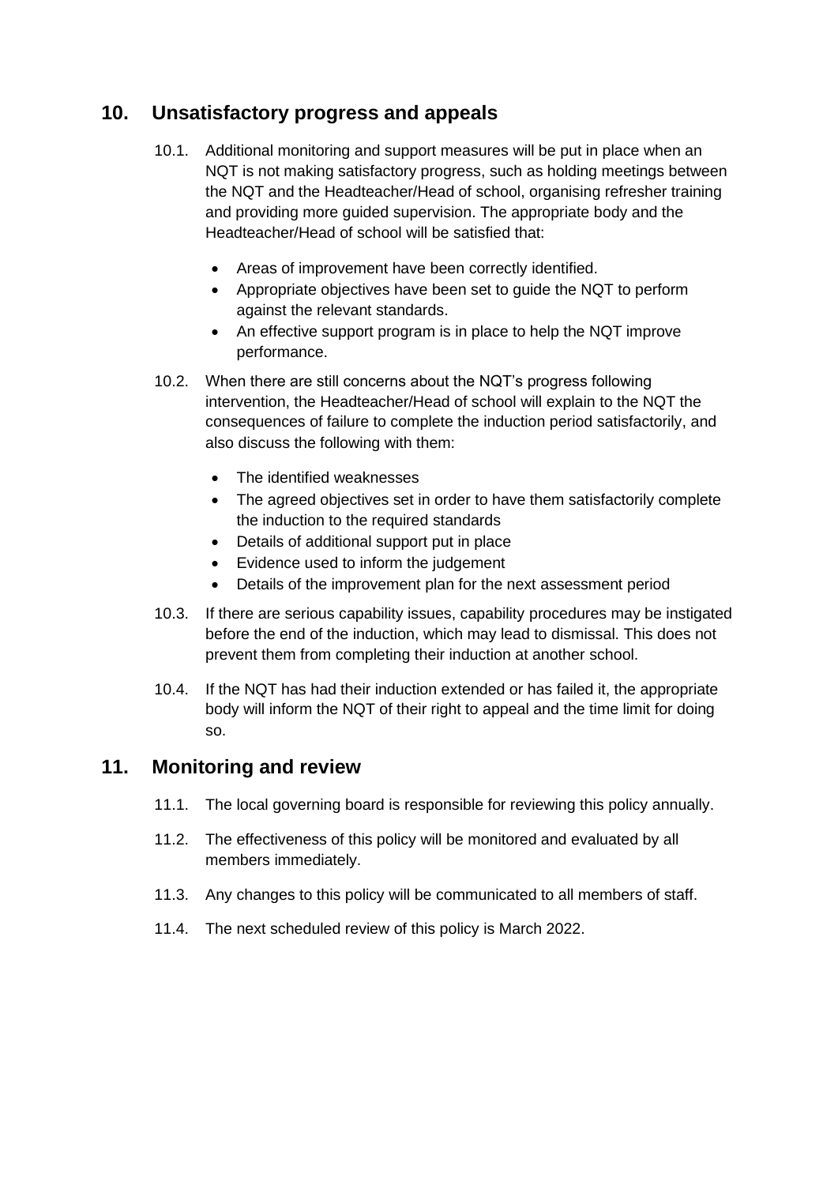## 10. Unsatisfactory progress and appeals

10.1. Additional monitoring and support measures will be put in place when an NQT is not making satisfactory progress, such as holding meetings between the NQT and the Headteacher/Head of school, organising refresher training and providing more guided supervision. The appropriate body and the Headteacher/Head of school will be satisfied that:

- Areas of improvement have been correctly identified.
- Appropriate objectives have been set to guide the NQT to perform against the relevant standards.
- An effective support program is in place to help the NQT improve performance.

10.2. When there are still concerns about the NQT's progress following intervention, the Headteacher/Head of school will explain to the NQT the consequences of failure to complete the induction period satisfactorily, and also discuss the following with them:

- The identified weaknesses
- The agreed objectives set in order to have them satisfactorily complete the induction to the required standards
- Details of additional support put in place
- Evidence used to inform the judgement
- Details of the improvement plan for the next assessment period

10.3. If there are serious capability issues, capability procedures may be instigated before the end of the induction, which may lead to dismissal. This does not prevent them from completing their induction at another school.

10.4. If the NQT has had their induction extended or has failed it, the appropriate body will inform the NQT of their right to appeal and the time limit for doing so.

## 11. Monitoring and review

11.1. The local governing board is responsible for reviewing this policy annually.

11.2. The effectiveness of this policy will be monitored and evaluated by all members immediately.

11.3. Any changes to this policy will be communicated to all members of staff.

11.4. The next scheduled review of this policy is March 2022.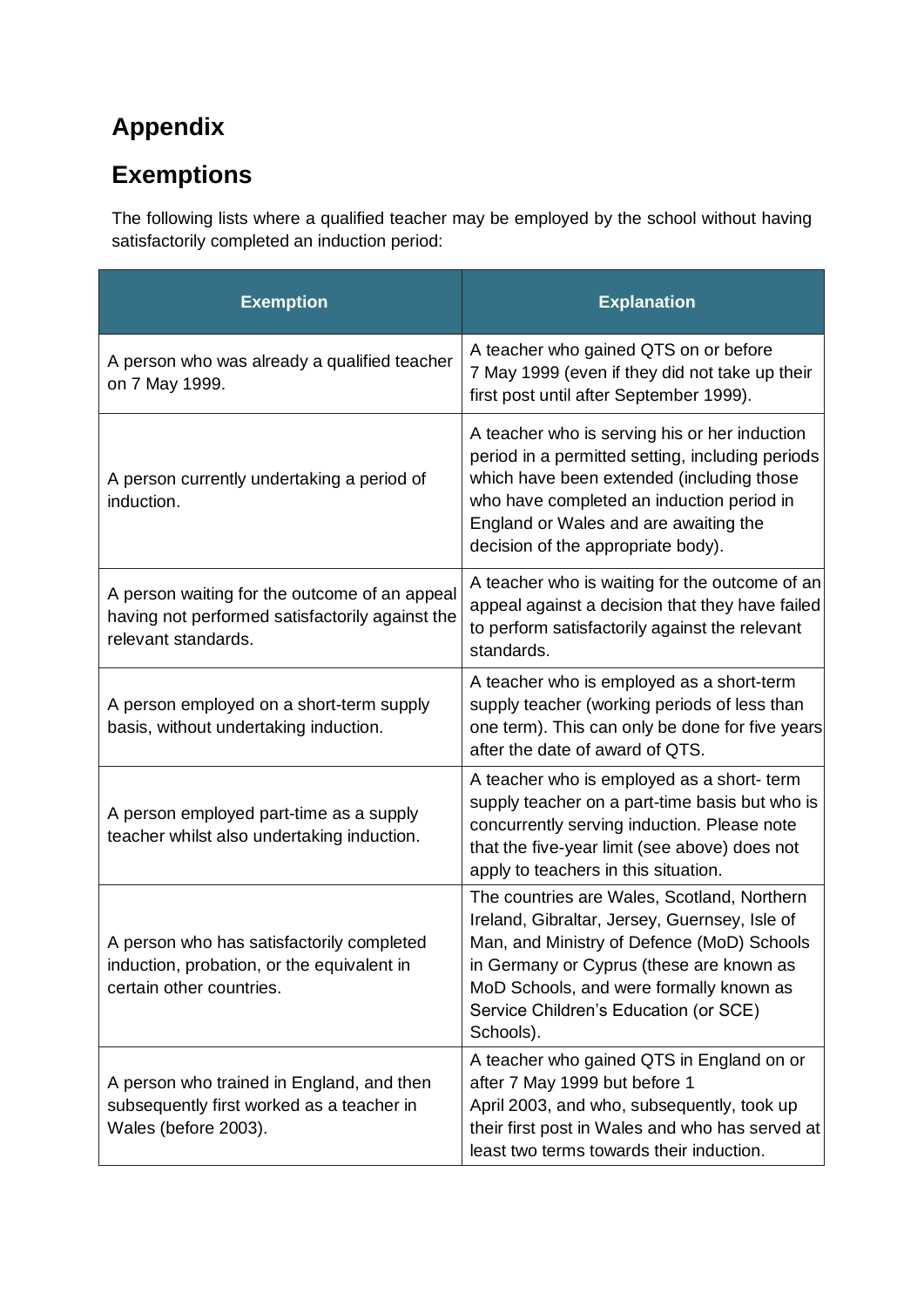# Appendix

## Exemptions

The following lists where a qualified teacher may be employed by the school without having satisfactorily completed an induction period:

| Exemption | Explanation |
|---|---|
| A person who was already a qualified teacher on 7 May 1999. | A teacher who gained QTS on or before 7 May 1999 (even if they did not take up their first post until after September 1999). |
| A person currently undertaking a period of induction. | A teacher who is serving his or her induction period in a permitted setting, including periods which have been extended (including those who have completed an induction period in England or Wales and are awaiting the decision of the appropriate body). |
| A person waiting for the outcome of an appeal having not performed satisfactorily against the relevant standards. | A teacher who is waiting for the outcome of an appeal against a decision that they have failed to perform satisfactorily against the relevant standards. |
| A person employed on a short-term supply basis, without undertaking induction. | A teacher who is employed as a short-term supply teacher (working periods of less than one term). This can only be done for five years after the date of award of QTS. |
| A person employed part-time as a supply teacher whilst also undertaking induction. | A teacher who is employed as a short- term supply teacher on a part-time basis but who is concurrently serving induction. Please note that the five-year limit (see above) does not apply to teachers in this situation. |
| A person who has satisfactorily completed induction, probation, or the equivalent in certain other countries. | The countries are Wales, Scotland, Northern Ireland, Gibraltar, Jersey, Guernsey, Isle of Man, and Ministry of Defence (MoD) Schools in Germany or Cyprus (these are known as MoD Schools, and were formally known as Service Children's Education (or SCE) Schools). |
| A person who trained in England, and then subsequently first worked as a teacher in Wales (before 2003). | A teacher who gained QTS in England on or after 7 May 1999 but before 1 April 2003, and who, subsequently, took up their first post in Wales and who has served at least two terms towards their induction. |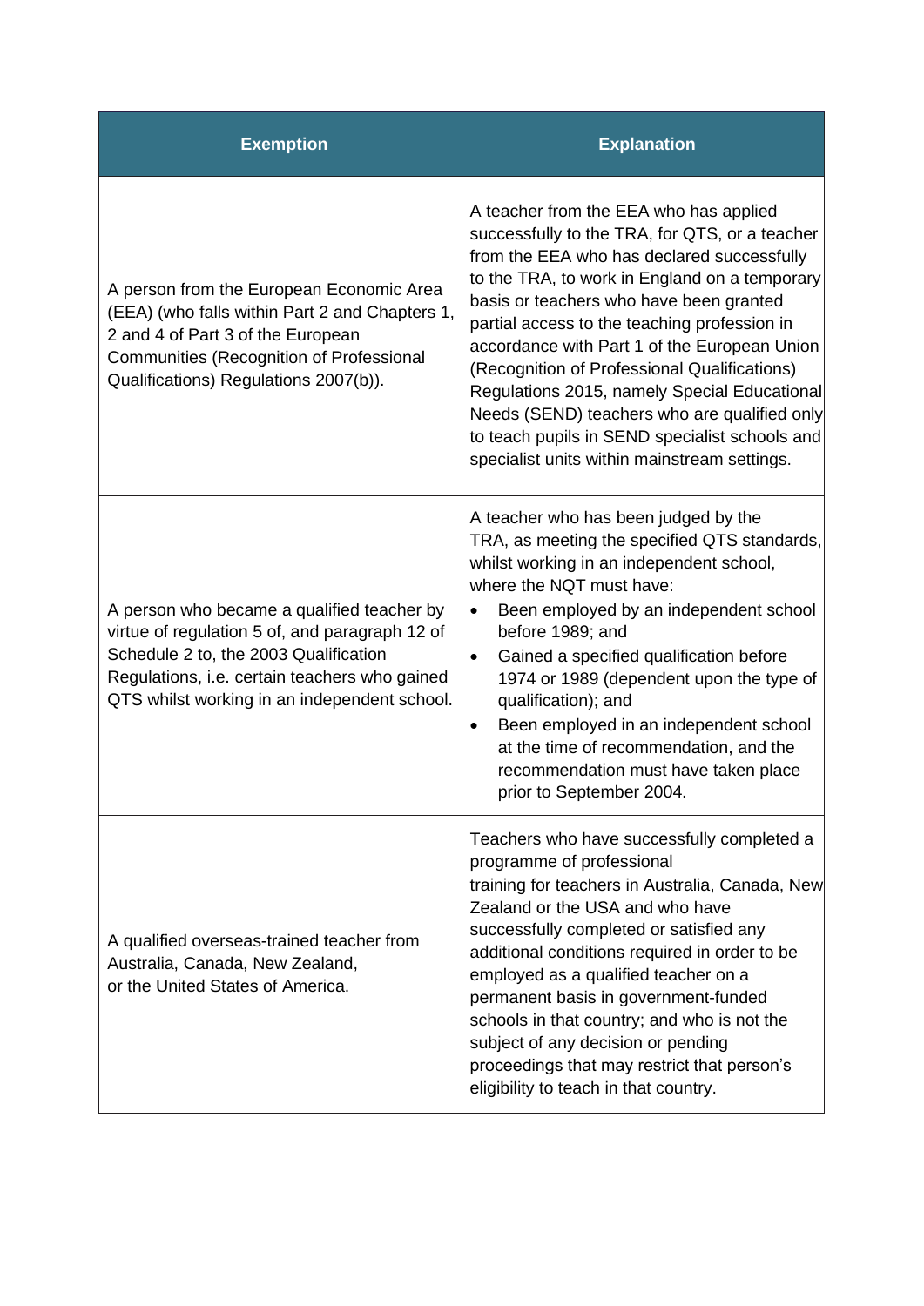| Exemption | Explanation |
|---|---|
| A person from the European Economic Area (EEA) (who falls within Part 2 and Chapters 1, 2 and 4 of Part 3 of the European Communities (Recognition of Professional Qualifications) Regulations 2007(b)). | A teacher from the EEA who has applied successfully to the TRA, for QTS, or a teacher from the EEA who has declared successfully to the TRA, to work in England on a temporary basis or teachers who have been granted partial access to the teaching profession in accordance with Part 1 of the European Union (Recognition of Professional Qualifications) Regulations 2015, namely Special Educational Needs (SEND) teachers who are qualified only to teach pupils in SEND specialist schools and specialist units within mainstream settings. |
| A person who became a qualified teacher by virtue of regulation 5 of, and paragraph 12 of Schedule 2 to, the 2003 Qualification Regulations, i.e. certain teachers who gained QTS whilst working in an independent school. | A teacher who has been judged by the TRA, as meeting the specified QTS standards, whilst working in an independent school, where the NQT must have:<br>• Been employed by an independent school before 1989; and<br>• Gained a specified qualification before 1974 or 1989 (dependent upon the type of qualification); and<br>• Been employed in an independent school at the time of recommendation, and the recommendation must have taken place prior to September 2004. |
| A qualified overseas-trained teacher from Australia, Canada, New Zealand, or the United States of America. | Teachers who have successfully completed a programme of professional training for teachers in Australia, Canada, New Zealand or the USA and who have successfully completed or satisfied any additional conditions required in order to be employed as a qualified teacher on a permanent basis in government-funded schools in that country; and who is not the subject of any decision or pending proceedings that may restrict that person's eligibility to teach in that country. |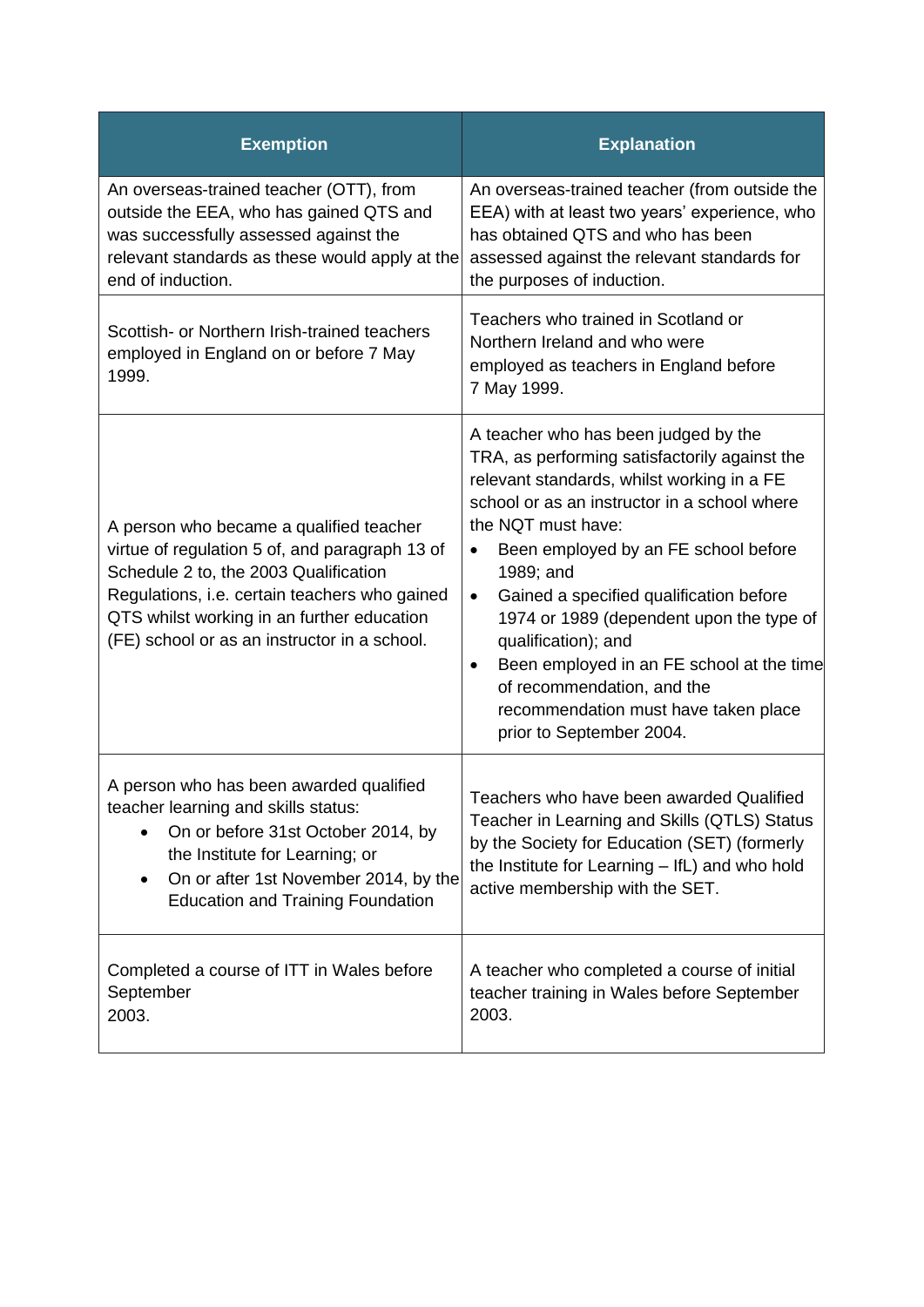| Exemption | Explanation |
|---|---|
| An overseas-trained teacher (OTT), from outside the EEA, who has gained QTS and was successfully assessed against the relevant standards as these would apply at the end of induction. | An overseas-trained teacher (from outside the EEA) with at least two years' experience, who has obtained QTS and who has been assessed against the relevant standards for the purposes of induction. |
| Scottish- or Northern Irish-trained teachers employed in England on or before 7 May 1999. | Teachers who trained in Scotland or Northern Ireland and who were employed as teachers in England before 7 May 1999. |
| A person who became a qualified teacher virtue of regulation 5 of, and paragraph 13 of Schedule 2 to, the 2003 Qualification Regulations, i.e. certain teachers who gained QTS whilst working in an further education (FE) school or as an instructor in a school. | A teacher who has been judged by the TRA, as performing satisfactorily against the relevant standards, whilst working in a FE school or as an instructor in a school where the NQT must have:<br>• Been employed by an FE school before 1989; and<br>• Gained a specified qualification before 1974 or 1989 (dependent upon the type of qualification); and<br>• Been employed in an FE school at the time of recommendation, and the recommendation must have taken place prior to September 2004. |
| A person who has been awarded qualified teacher learning and skills status:<br>• On or before 31st October 2014, by the Institute for Learning; or<br>• On or after 1st November 2014, by the Education and Training Foundation | Teachers who have been awarded Qualified Teacher in Learning and Skills (QTLS) Status by the Society for Education (SET) (formerly the Institute for Learning – IfL) and who hold active membership with the SET. |
| Completed a course of ITT in Wales before September 2003. | A teacher who completed a course of initial teacher training in Wales before September 2003. |